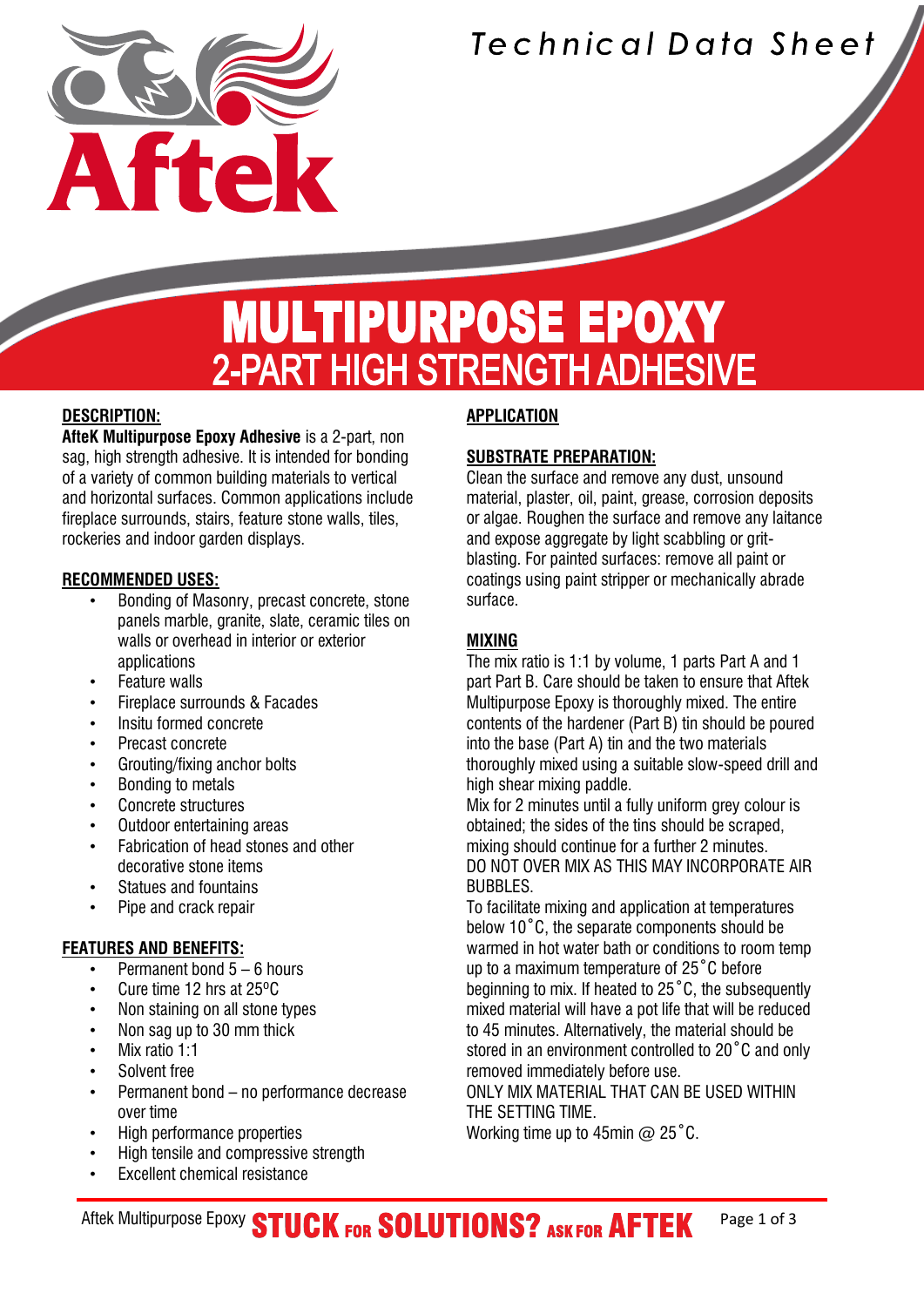*Technical Data Sheet*

# MULTIPURPOSE EPOXY
## 2-PART HIGH STRENGTH ADHESIVE

### DESCRIPTION:

**AfteK Multipurpose Epoxy Adhesive** is a 2-part, non sag, high strength adhesive. It is intended for bonding of a variety of common building materials to vertical and horizontal surfaces. Common applications include fireplace surrounds, stairs, feature stone walls, tiles, rockeries and indoor garden displays.

### RECOMMENDED USES:

- Bonding of Masonry, precast concrete, stone panels marble, granite, slate, ceramic tiles on walls or overhead in interior or exterior applications
- Feature walls
- Fireplace surrounds & Facades
- Insitu formed concrete
- Precast concrete
- Grouting/fixing anchor bolts
- Bonding to metals
- Concrete structures
- Outdoor entertaining areas
- Fabrication of head stones and other decorative stone items
- Statues and fountains
- Pipe and crack repair

### FEATURES AND BENEFITS:

- Permanent bond 5 – 6 hours
- Cure time 12 hrs at 25ºC
- Non staining on all stone types
- Non sag up to 30 mm thick
- Mix ratio 1:1
- Solvent free
- Permanent bond – no performance decrease over time
- High performance properties
- High tensile and compressive strength
- Excellent chemical resistance

### APPLICATION

### SUBSTRATE PREPARATION:

Clean the surface and remove any dust, unsound material, plaster, oil, paint, grease, corrosion deposits or algae. Roughen the surface and remove any laitance and expose aggregate by light scabbling or grit-blasting. For painted surfaces: remove all paint or coatings using paint stripper or mechanically abrade surface.

### MIXING

The mix ratio is 1:1 by volume, 1 parts Part A and 1 part Part B. Care should be taken to ensure that Aftek Multipurpose Epoxy is thoroughly mixed. The entire contents of the hardener (Part B) tin should be poured into the base (Part A) tin and the two materials thoroughly mixed using a suitable slow-speed drill and high shear mixing paddle.

Mix for 2 minutes until a fully uniform grey colour is obtained; the sides of the tins should be scraped, mixing should continue for a further 2 minutes.

DO NOT OVER MIX AS THIS MAY INCORPORATE AIR BUBBLES.

To facilitate mixing and application at temperatures below 10˚C, the separate components should be warmed in hot water bath or conditions to room temp up to a maximum temperature of 25˚C before beginning to mix. If heated to 25˚C, the subsequently mixed material will have a pot life that will be reduced to 45 minutes. Alternatively, the material should be stored in an environment controlled to 20˚C and only removed immediately before use.

ONLY MIX MATERIAL THAT CAN BE USED WITHIN THE SETTING TIME.

Working time up to 45min @ 25˚C.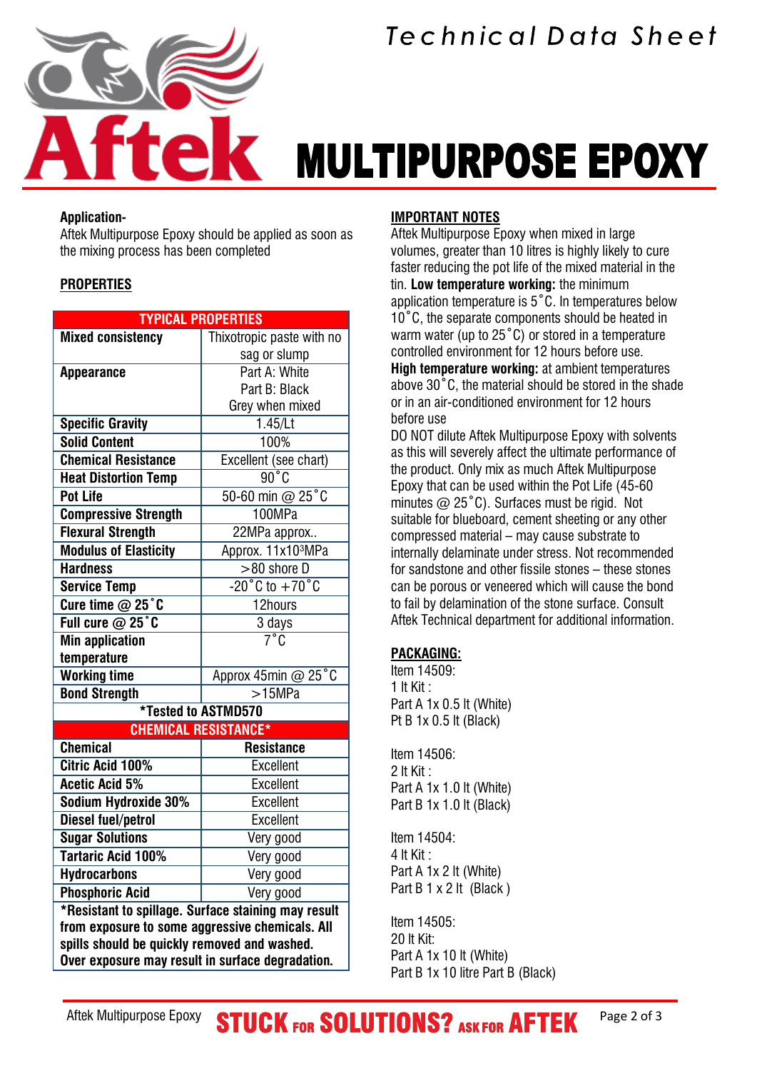# MULTIPURPOSE EPOXY

Technical Data Sheet

**Application-**
Aftek Multipurpose Epoxy should be applied as soon as the mixing process has been completed

## PROPERTIES

| TYPICAL PROPERTIES | |
|---|---|
| **Mixed consistency** | Thixotropic paste with no sag or slump |
| **Appearance** | Part A: White<br>Part B: Black<br>Grey when mixed |
| **Specific Gravity** | 1.45/Lt |
| **Solid Content** | 100% |
| **Chemical Resistance** | Excellent (see chart) |
| **Heat Distortion Temp** | 90˚C |
| **Pot Life** | 50-60 min @ 25˚C |
| **Compressive Strength** | 100MPa |
| **Flexural Strength** | 22MPa approx.. |
| **Modulus of Elasticity** | Approx. $11x10^3$MPa |
| **Hardness** | >80 shore D |
| **Service Temp** | -20˚C to +70˚C |
| **Cure time @ 25˚C** | 12hours |
| **Full cure @ 25˚C** | 3 days |
| **Min application temperature** | 7˚C |
| **Working time** | Approx 45min @ 25˚C |
| **Bond Strength** | >15MPa |
| ***Tested to ASTMD570** | |

| CHEMICAL RESISTANCE* | |
|---|---|
| **Chemical** | **Resistance** |
| **Citric Acid 100%** | Excellent |
| **Acetic Acid 5%** | Excellent |
| **Sodium Hydroxide 30%** | Excellent |
| **Diesel fuel/petrol** | Excellent |
| **Sugar Solutions** | Very good |
| **Tartaric Acid 100%** | Very good |
| **Hydrocarbons** | Very good |
| **Phosphoric Acid** | Very good |

***Resistant to spillage. Surface staining may result from exposure to some aggressive chemicals. All spills should be quickly removed and washed. Over exposure may result in surface degradation.**

## IMPORTANT NOTES

Aftek Multipurpose Epoxy when mixed in large volumes, greater than 10 litres is highly likely to cure faster reducing the pot life of the mixed material in the tin. **Low temperature working:** the minimum application temperature is 5˚C. In temperatures below 10˚C, the separate components should be heated in warm water (up to 25˚C) or stored in a temperature controlled environment for 12 hours before use.
**High temperature working:** at ambient temperatures above 30˚C, the material should be stored in the shade or in an air-conditioned environment for 12 hours before use
DO NOT dilute Aftek Multipurpose Epoxy with solvents as this will severely affect the ultimate performance of the product. Only mix as much Aftek Multipurpose Epoxy that can be used within the Pot Life (45-60 minutes @ 25˚C). Surfaces must be rigid. Not suitable for blueboard, cement sheeting or any other compressed material – may cause substrate to internally delaminate under stress. Not recommended for sandstone and other fissile stones – these stones can be porous or veneered which will cause the bond to fail by delamination of the stone surface. Consult Aftek Technical department for additional information.

## PACKAGING:

Item 14509:
1 lt Kit :
Part A 1x 0.5 lt (White)
Pt B 1x 0.5 lt (Black)

Item 14506:
2 lt Kit :
Part A 1x 1.0 lt (White)
Part B 1x 1.0 lt (Black)

Item 14504:
4 lt Kit :
Part A 1x 2 lt (White)
Part B 1 x 2 lt (Black )

Item 14505:
20 lt Kit:
Part A 1x 10 lt (White)
Part B 1x 10 litre Part B (Black)

STUCK FOR SOLUTIONS? ASK FOR AFTEK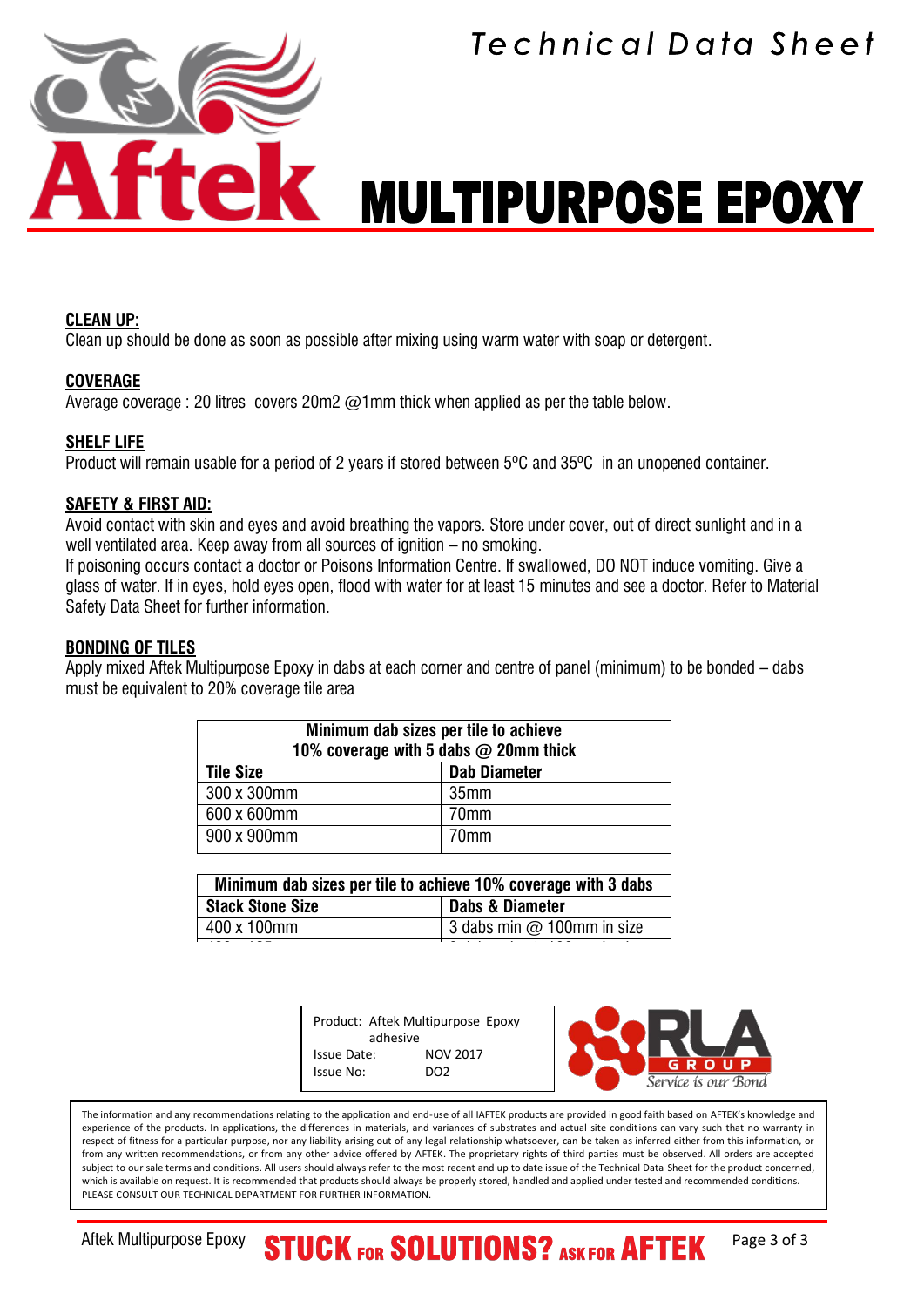# MULTIPURPOSE EPOXY

Technical Data Sheet

**CLEAN UP:**

Clean up should be done as soon as possible after mixing using warm water with soap or detergent.

**COVERAGE**

Average coverage : 20 litres covers 20m2 @1mm thick when applied as per the table below.

**SHELF LIFE**

Product will remain usable for a period of 2 years if stored between 5ºC and 35ºC in an unopened container.

**SAFETY & FIRST AID:**

Avoid contact with skin and eyes and avoid breathing the vapors. Store under cover, out of direct sunlight and in a well ventilated area. Keep away from all sources of ignition – no smoking.

If poisoning occurs contact a doctor or Poisons Information Centre. If swallowed, DO NOT induce vomiting. Give a glass of water. If in eyes, hold eyes open, flood with water for at least 15 minutes and see a doctor. Refer to Material Safety Data Sheet for further information.

**BONDING OF TILES**

Apply mixed Aftek Multipurpose Epoxy in dabs at each corner and centre of panel (minimum) to be bonded – dabs must be equivalent to 20% coverage tile area

| Minimum dab sizes per tile to achieve 10% coverage with 5 dabs @ 20mm thick | |
|---|---|
| **Tile Size** | **Dab Diameter** |
| 300 x 300mm | 35mm |
| 600 x 600mm | 70mm |
| 900 x 900mm | 70mm |

| Minimum dab sizes per tile to achieve 10% coverage with 3 dabs | |
|---|---|
| **Stack Stone Size** | **Dabs & Diameter** |
| 400 x 100mm | 3 dabs min @ 100mm in size |

Product: Aftek Multipurpose Epoxy adhesive
Issue Date: NOV 2017
Issue No: DO2

RLA GROUP *Service is our Bond*

The information and any recommendations relating to the application and end-use of all IAFTEK products are provided in good faith based on AFTEK's knowledge and experience of the products. In applications, the differences in materials, and variances of substrates and actual site conditions can vary such that no warranty in respect of fitness for a particular purpose, nor any liability arising out of any legal relationship whatsoever, can be taken as inferred either from this information, or from any written recommendations, or from any other advice offered by AFTEK. The proprietary rights of third parties must be observed. All orders are accepted subject to our sale terms and conditions. All users should always refer to the most recent and up to date issue of the Technical Data Sheet for the product concerned, which is available on request. It is recommended that products should always be properly stored, handled and applied under tested and recommended conditions. PLEASE CONSULT OUR TECHNICAL DEPARTMENT FOR FURTHER INFORMATION.

STUCK FOR SOLUTIONS? ASK FOR AFTEK